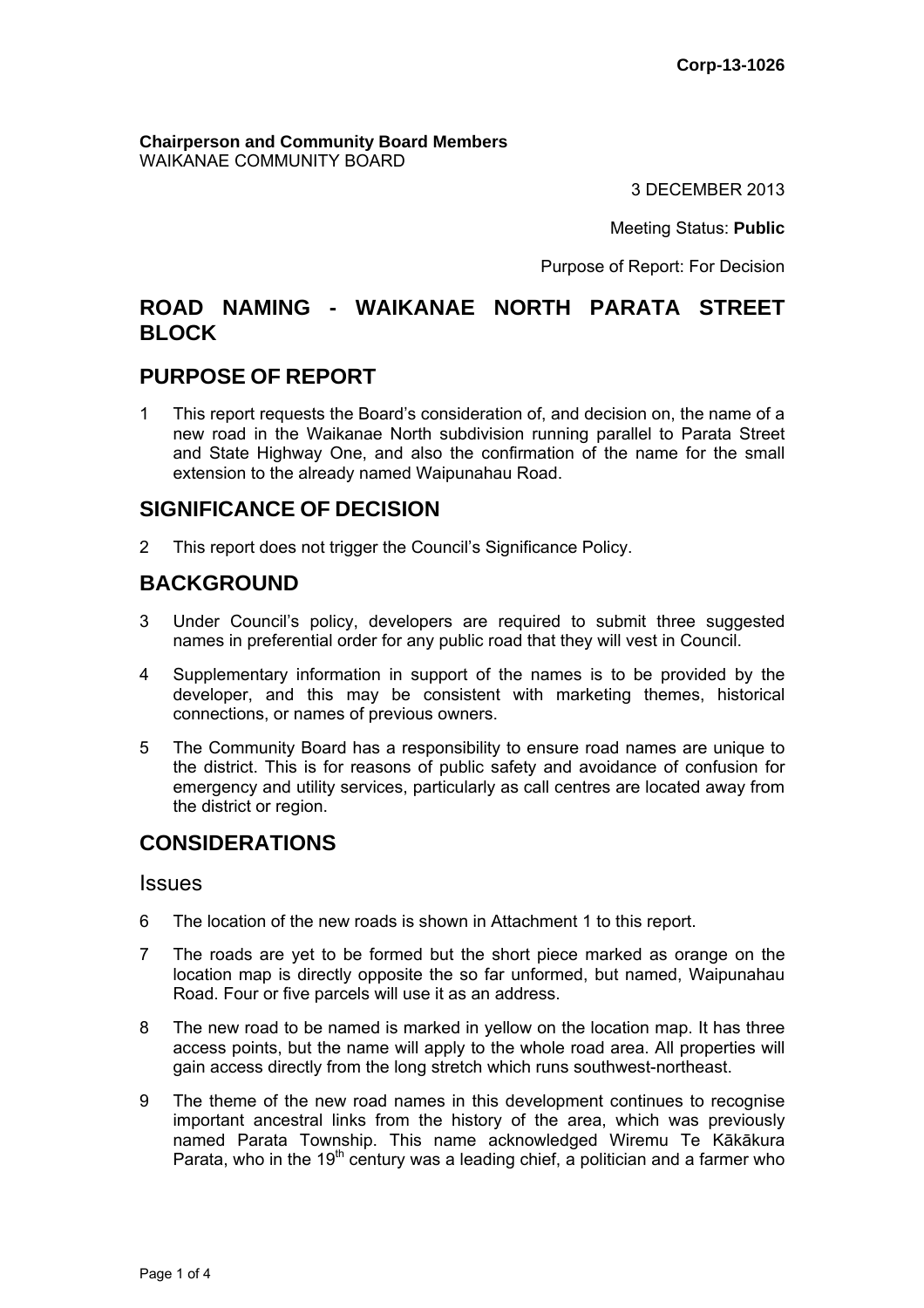Corp-13-1026

**Chairperson and Community Board Members**
WAIKANAE COMMUNITY BOARD

3 DECEMBER 2013

Meeting Status: **Public**

Purpose of Report: For Decision

## ROAD NAMING - WAIKANAE NORTH PARATA STREET BLOCK

## PURPOSE OF REPORT

1 This report requests the Board's consideration of, and decision on, the name of a new road in the Waikanae North subdivision running parallel to Parata Street and State Highway One, and also the confirmation of the name for the small extension to the already named Waipunahau Road.

## SIGNIFICANCE OF DECISION

2 This report does not trigger the Council's Significance Policy.

## BACKGROUND

3 Under Council's policy, developers are required to submit three suggested names in preferential order for any public road that they will vest in Council.

4 Supplementary information in support of the names is to be provided by the developer, and this may be consistent with marketing themes, historical connections, or names of previous owners.

5 The Community Board has a responsibility to ensure road names are unique to the district. This is for reasons of public safety and avoidance of confusion for emergency and utility services, particularly as call centres are located away from the district or region.

## CONSIDERATIONS

### Issues

6 The location of the new roads is shown in Attachment 1 to this report.

7 The roads are yet to be formed but the short piece marked as orange on the location map is directly opposite the so far unformed, but named, Waipunahau Road. Four or five parcels will use it as an address.

8 The new road to be named is marked in yellow on the location map. It has three access points, but the name will apply to the whole road area. All properties will gain access directly from the long stretch which runs southwest-northeast.

9 The theme of the new road names in this development continues to recognise important ancestral links from the history of the area, which was previously named Parata Township. This name acknowledged Wiremu Te Kākākura Parata, who in the 19th century was a leading chief, a politician and a farmer who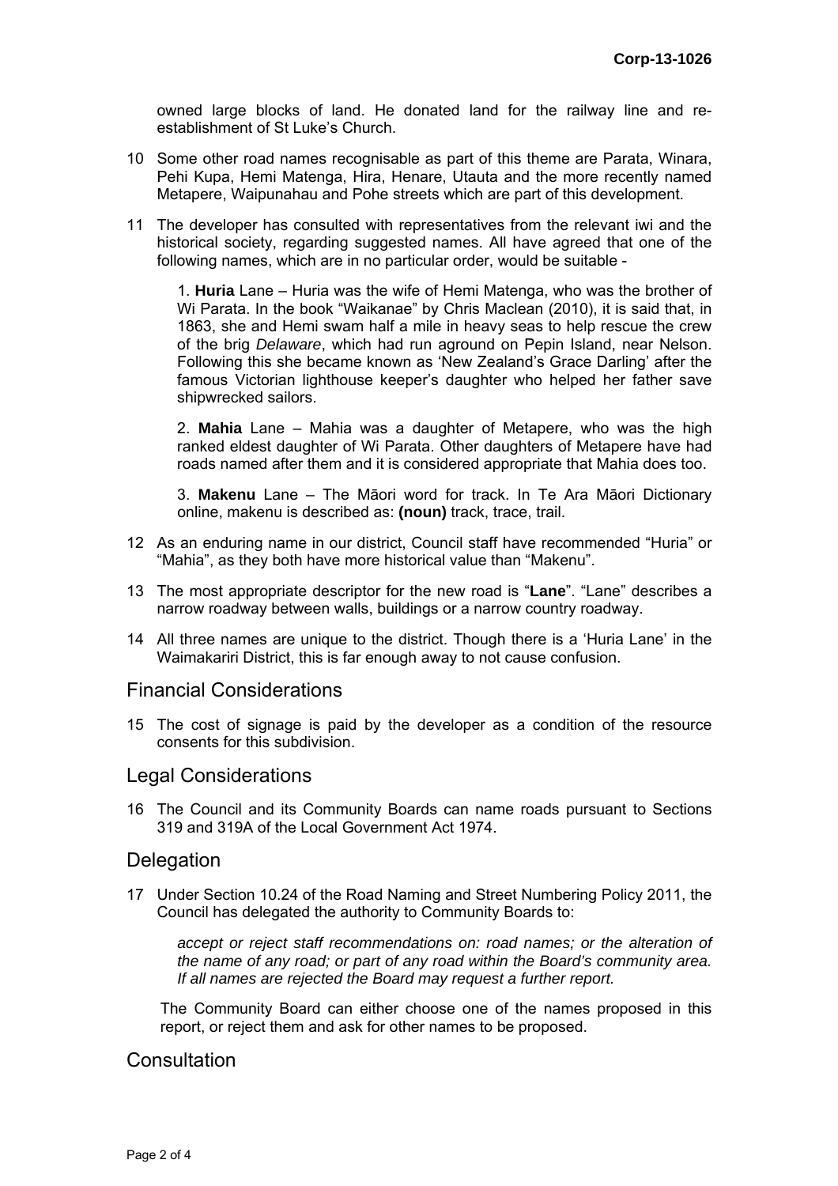owned large blocks of land. He donated land for the railway line and re-establishment of St Luke's Church.

10 Some other road names recognisable as part of this theme are Parata, Winara, Pehi Kupa, Hemi Matenga, Hira, Henare, Utauta and the more recently named Metapere, Waipunahau and Pohe streets which are part of this development.

11 The developer has consulted with representatives from the relevant iwi and the historical society, regarding suggested names. All have agreed that one of the following names, which are in no particular order, would be suitable -

1. **Huria** Lane – Huria was the wife of Hemi Matenga, who was the brother of Wi Parata. In the book "Waikanae" by Chris Maclean (2010), it is said that, in 1863, she and Hemi swam half a mile in heavy seas to help rescue the crew of the brig *Delaware*, which had run aground on Pepin Island, near Nelson. Following this she became known as 'New Zealand's Grace Darling' after the famous Victorian lighthouse keeper's daughter who helped her father save shipwrecked sailors.

2. **Mahia** Lane – Mahia was a daughter of Metapere, who was the high ranked eldest daughter of Wi Parata. Other daughters of Metapere have had roads named after them and it is considered appropriate that Mahia does too.

3. **Makenu** Lane – The Māori word for track. In Te Ara Māori Dictionary online, makenu is described as: **(noun)** track, trace, trail.

12 As an enduring name in our district, Council staff have recommended "Huria" or "Mahia", as they both have more historical value than "Makenu".

13 The most appropriate descriptor for the new road is "**Lane**". "Lane" describes a narrow roadway between walls, buildings or a narrow country roadway.

14 All three names are unique to the district. Though there is a 'Huria Lane' in the Waimakariri District, this is far enough away to not cause confusion.

## Financial Considerations

15 The cost of signage is paid by the developer as a condition of the resource consents for this subdivision.

## Legal Considerations

16 The Council and its Community Boards can name roads pursuant to Sections 319 and 319A of the Local Government Act 1974.

## Delegation

17 Under Section 10.24 of the Road Naming and Street Numbering Policy 2011, the Council has delegated the authority to Community Boards to:

*accept or reject staff recommendations on: road names; or the alteration of the name of any road; or part of any road within the Board's community area. If all names are rejected the Board may request a further report.*

The Community Board can either choose one of the names proposed in this report, or reject them and ask for other names to be proposed.

## Consultation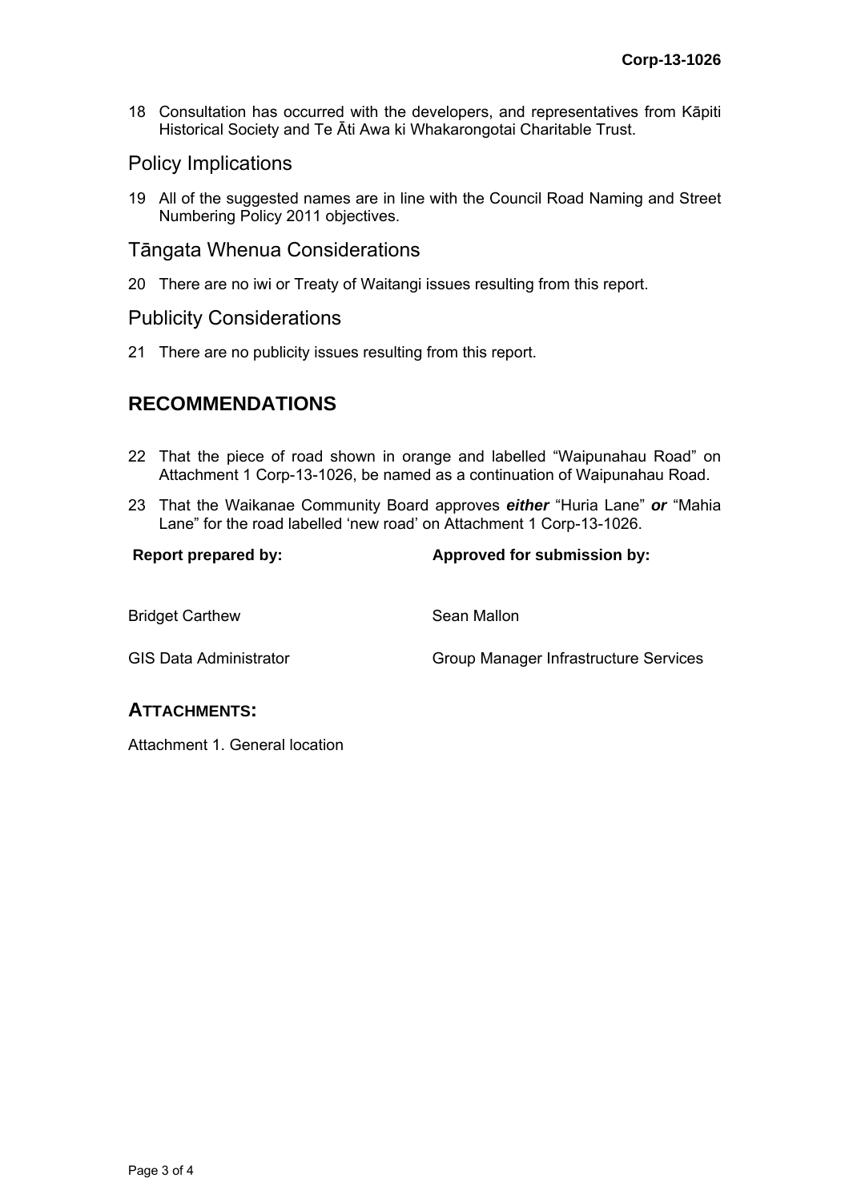18 Consultation has occurred with the developers, and representatives from Kāpiti Historical Society and Te Āti Awa ki Whakarongotai Charitable Trust.

## Policy Implications

19 All of the suggested names are in line with the Council Road Naming and Street Numbering Policy 2011 objectives.

## Tāngata Whenua Considerations

20 There are no iwi or Treaty of Waitangi issues resulting from this report.

## Publicity Considerations

21 There are no publicity issues resulting from this report.

# RECOMMENDATIONS

22 That the piece of road shown in orange and labelled "Waipunahau Road" on Attachment 1 Corp-13-1026, be named as a continuation of Waipunahau Road.

23 That the Waikanae Community Board approves ***either*** "Huria Lane" ***or*** "Mahia Lane" for the road labelled 'new road' on Attachment 1 Corp-13-1026.

| **Report prepared by:** | **Approved for submission by:** |
|---|---|
| Bridget Carthew | Sean Mallon |
| GIS Data Administrator | Group Manager Infrastructure Services |

## ATTACHMENTS:

Attachment 1. General location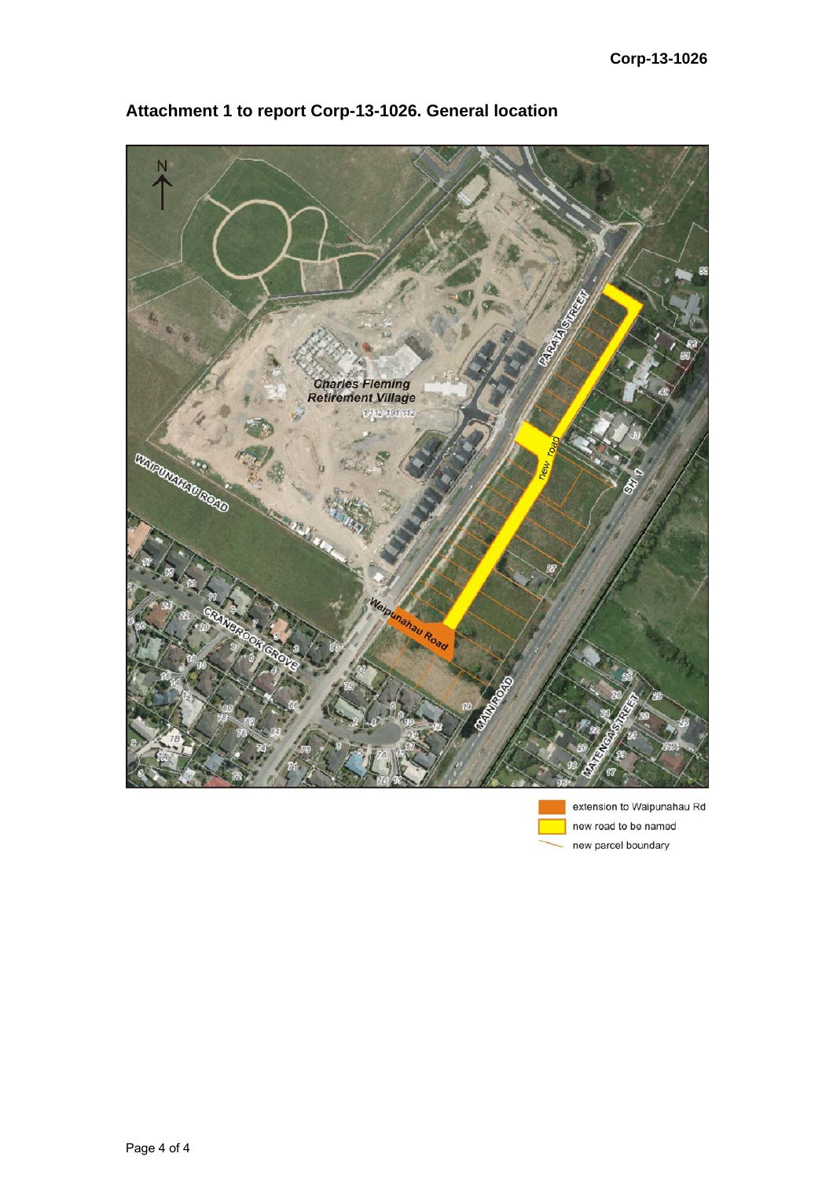# Attachment 1 to report Corp-13-1026. General location

N

Charles Fleming Retirement Village

WAIPUNAHAU ROAD

PARATA STREET

new road

SH 1

Waipunahau Road

MAIN ROAD

CRANBROOK GROVE

MATENGA STREET

extension to Waipunahau Rd

new road to be named

new parcel boundary